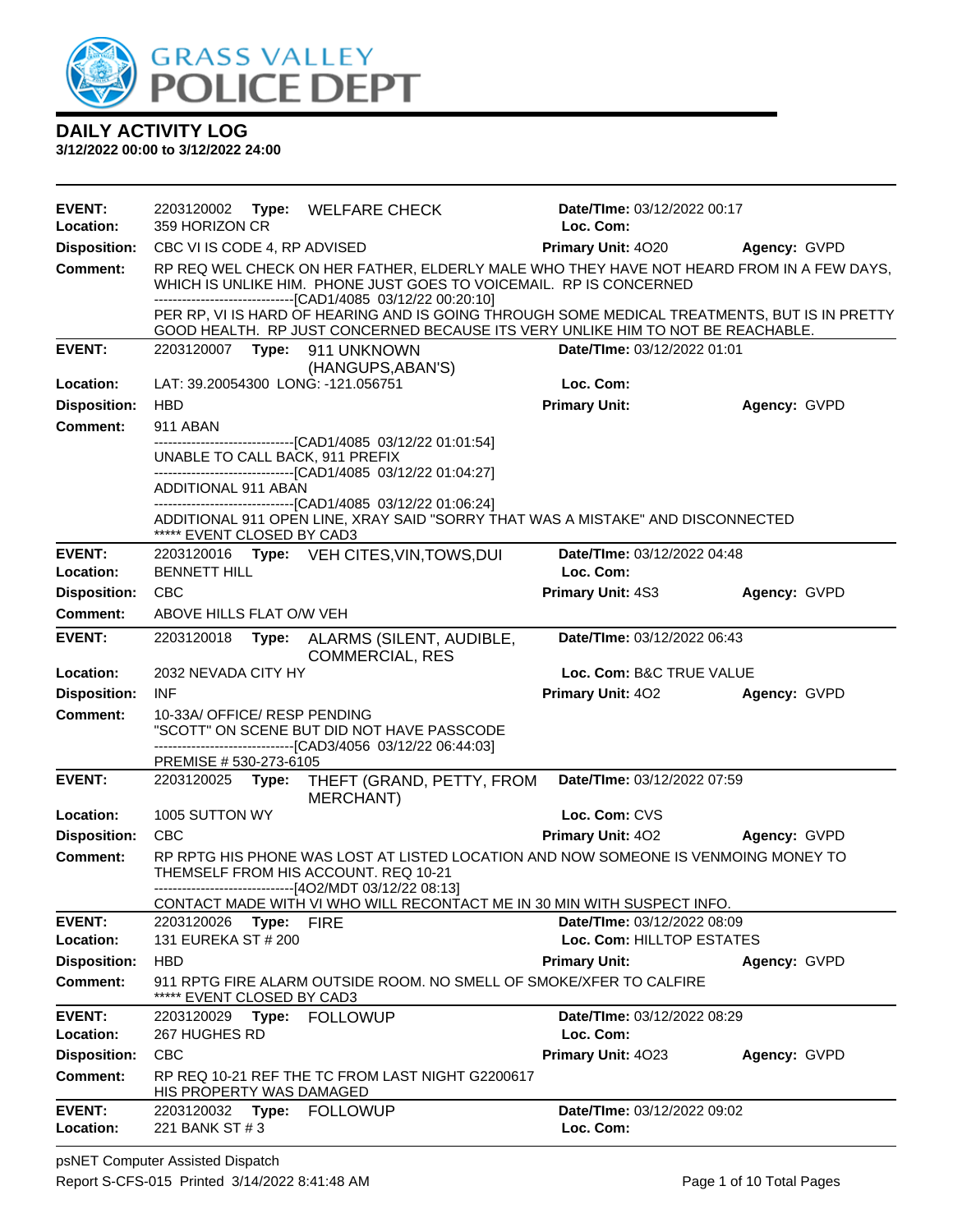# GRASS VALLEY POLICE DEPT

## DAILY ACTIVITY LOG

**3/12/2022 00:00 to 3/12/2022 24:00**

---

**EVENT:** 2203120002 **Type:** WELFARE CHECK **Date/TIme:** 03/12/2022 00:17
**Location:** 359 HORIZON CR **Loc. Com:**
**Disposition:** CBC VI IS CODE 4, RP ADVISED **Primary Unit:** 4O20 **Agency:** GVPD
**Comment:** RP REQ WEL CHECK ON HER FATHER, ELDERLY MALE WHO THEY HAVE NOT HEARD FROM IN A FEW DAYS, WHICH IS UNLIKE HIM. PHONE JUST GOES TO VOICEMAIL. RP IS CONCERNED
------------------------------[CAD1/4085 03/12/22 00:20:10]
PER RP, VI IS HARD OF HEARING AND IS GOING THROUGH SOME MEDICAL TREATMENTS, BUT IS IN PRETTY GOOD HEALTH. RP JUST CONCERNED BECAUSE ITS VERY UNLIKE HIM TO NOT BE REACHABLE.

---

**EVENT:** 2203120007 **Type:** 911 UNKNOWN (HANGUPS,ABAN'S) **Date/TIme:** 03/12/2022 01:01
**Location:** LAT: 39.20054300 LONG: -121.056751 **Loc. Com:**
**Disposition:** HBD **Primary Unit:** **Agency:** GVPD
**Comment:** 911 ABAN
------------------------------[CAD1/4085 03/12/22 01:01:54]
UNABLE TO CALL BACK, 911 PREFIX
------------------------------[CAD1/4085 03/12/22 01:04:27]
ADDITIONAL 911 ABAN
------------------------------[CAD1/4085 03/12/22 01:06:24]
ADDITIONAL 911 OPEN LINE, XRAY SAID "SORRY THAT WAS A MISTAKE" AND DISCONNECTED
***** EVENT CLOSED BY CAD3

---

**EVENT:** 2203120016 **Type:** VEH CITES,VIN,TOWS,DUI **Date/TIme:** 03/12/2022 04:48
**Location:** BENNETT HILL **Loc. Com:**
**Disposition:** CBC **Primary Unit:** 4S3 **Agency:** GVPD
**Comment:** ABOVE HILLS FLAT O/W VEH

---

**EVENT:** 2203120018 **Type:** ALARMS (SILENT, AUDIBLE, COMMERCIAL, RES **Date/TIme:** 03/12/2022 06:43
**Location:** 2032 NEVADA CITY HY **Loc. Com:** B&C TRUE VALUE
**Disposition:** INF **Primary Unit:** 4O2 **Agency:** GVPD
**Comment:** 10-33A/ OFFICE/ RESP PENDING
"SCOTT" ON SCENE BUT DID NOT HAVE PASSCODE
------------------------------[CAD3/4056 03/12/22 06:44:03]
PREMISE # 530-273-6105

---

**EVENT:** 2203120025 **Type:** THEFT (GRAND, PETTY, FROM MERCHANT) **Date/TIme:** 03/12/2022 07:59
**Location:** 1005 SUTTON WY **Loc. Com:** CVS
**Disposition:** CBC **Primary Unit:** 4O2 **Agency:** GVPD
**Comment:** RP RPTG HIS PHONE WAS LOST AT LISTED LOCATION AND NOW SOMEONE IS VENMOING MONEY TO THEMSELF FROM HIS ACCOUNT. REQ 10-21
------------------------------[4O2/MDT 03/12/22 08:13]
CONTACT MADE WITH VI WHO WILL RECONTACT ME IN 30 MIN WITH SUSPECT INFO.

---

**EVENT:** 2203120026 **Type:** FIRE **Date/TIme:** 03/12/2022 08:09
**Location:** 131 EUREKA ST # 200 **Loc. Com:** HILLTOP ESTATES
**Disposition:** HBD **Primary Unit:** **Agency:** GVPD
**Comment:** 911 RPTG FIRE ALARM OUTSIDE ROOM. NO SMELL OF SMOKE/XFER TO CALFIRE
***** EVENT CLOSED BY CAD3

---

**EVENT:** 2203120029 **Type:** FOLLOWUP **Date/TIme:** 03/12/2022 08:29
**Location:** 267 HUGHES RD **Loc. Com:**
**Disposition:** CBC **Primary Unit:** 4O23 **Agency:** GVPD
**Comment:** RP REQ 10-21 REF THE TC FROM LAST NIGHT G2200617
HIS PROPERTY WAS DAMAGED

---

**EVENT:** 2203120032 **Type:** FOLLOWUP **Date/TIme:** 03/12/2022 09:02
**Location:** 221 BANK ST # 3 **Loc. Com:**

---

psNET Computer Assisted Dispatch
Report S-CFS-015 Printed 3/14/2022 8:41:48 AM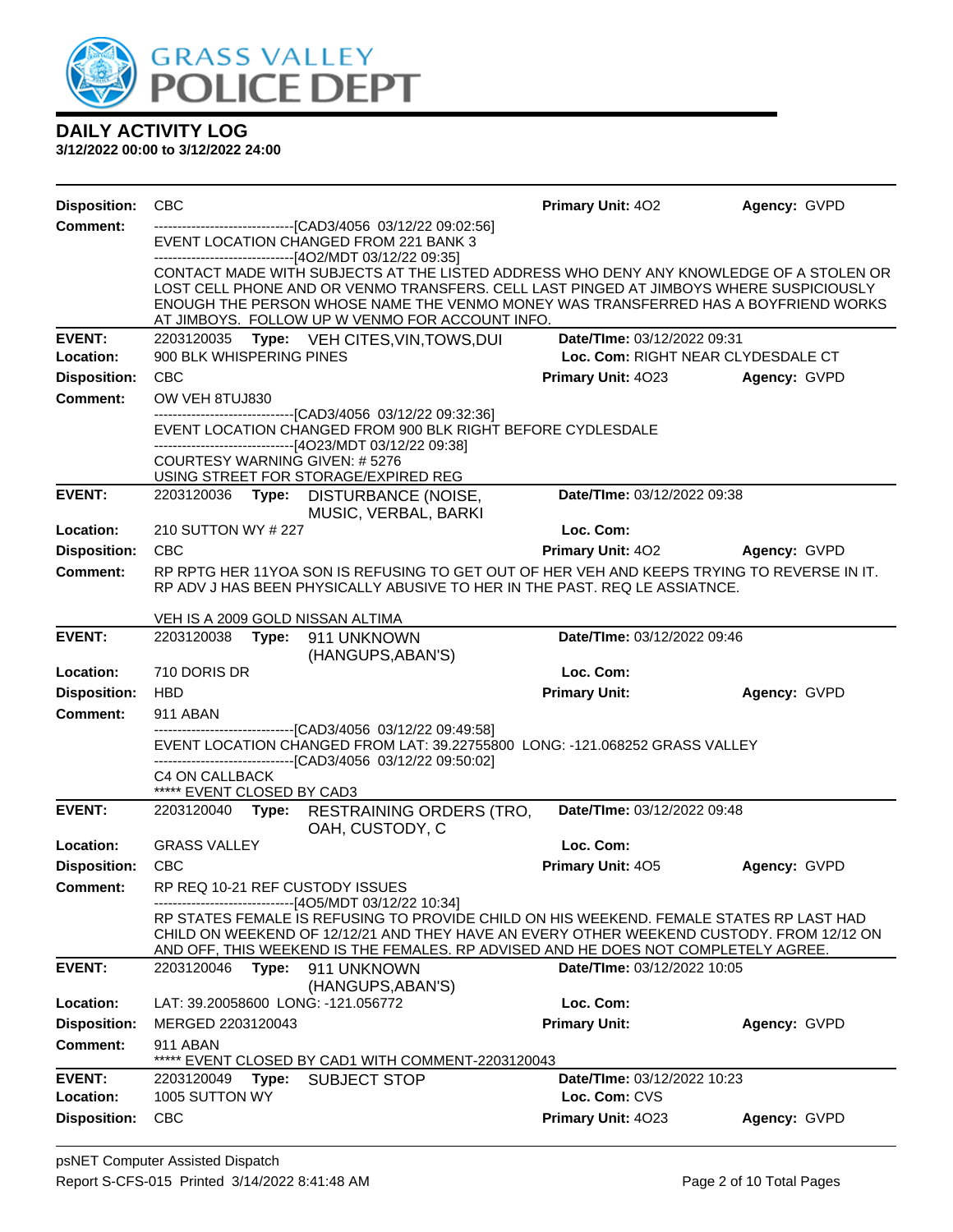**DAILY ACTIVITY LOG**
**3/12/2022 00:00 to 3/12/2022 24:00**

**Disposition:** CBC **Primary Unit:** 4O2 **Agency:** GVPD
**Comment:** ------------------------------[CAD3/4056 03/12/22 09:02:56]
EVENT LOCATION CHANGED FROM 221 BANK 3
------------------------------[4O2/MDT 03/12/22 09:35]
CONTACT MADE WITH SUBJECTS AT THE LISTED ADDRESS WHO DENY ANY KNOWLEDGE OF A STOLEN OR LOST CELL PHONE AND OR VENMO TRANSFERS. CELL LAST PINGED AT JIMBOYS WHERE SUSPICIOUSLY ENOUGH THE PERSON WHOSE NAME THE VENMO MONEY WAS TRANSFERRED HAS A BOYFRIEND WORKS AT JIMBOYS. FOLLOW UP W VENMO FOR ACCOUNT INFO.

---

**EVENT:** 2203120035 **Type:** VEH CITES,VIN,TOWS,DUI **Date/TIme:** 03/12/2022 09:31
**Location:** 900 BLK WHISPERING PINES **Loc. Com:** RIGHT NEAR CLYDESDALE CT
**Disposition:** CBC **Primary Unit:** 4O23 **Agency:** GVPD
**Comment:** OW VEH 8TUJ830
------------------------------[CAD3/4056 03/12/22 09:32:36]
EVENT LOCATION CHANGED FROM 900 BLK RIGHT BEFORE CYDLESDALE
------------------------------[4O23/MDT 03/12/22 09:38]
COURTESY WARNING GIVEN: # 5276
USING STREET FOR STORAGE/EXPIRED REG

---

**EVENT:** 2203120036 **Type:** DISTURBANCE (NOISE, MUSIC, VERBAL, BARKI **Date/TIme:** 03/12/2022 09:38
**Location:** 210 SUTTON WY # 227 **Loc. Com:**
**Disposition:** CBC **Primary Unit:** 4O2 **Agency:** GVPD
**Comment:** RP RPTG HER 11YOA SON IS REFUSING TO GET OUT OF HER VEH AND KEEPS TRYING TO REVERSE IN IT. RP ADV J HAS BEEN PHYSICALLY ABUSIVE TO HER IN THE PAST. REQ LE ASSIATNCE.

VEH IS A 2009 GOLD NISSAN ALTIMA

---

**EVENT:** 2203120038 **Type:** 911 UNKNOWN (HANGUPS,ABAN'S) **Date/TIme:** 03/12/2022 09:46
**Location:** 710 DORIS DR **Loc. Com:**
**Disposition:** HBD **Primary Unit:** **Agency:** GVPD
**Comment:** 911 ABAN
------------------------------[CAD3/4056 03/12/22 09:49:58]
EVENT LOCATION CHANGED FROM LAT: 39.22755800 LONG: -121.068252 GRASS VALLEY
------------------------------[CAD3/4056 03/12/22 09:50:02]
C4 ON CALLBACK
***** EVENT CLOSED BY CAD3

---

**EVENT:** 2203120040 **Type:** RESTRAINING ORDERS (TRO, OAH, CUSTODY, C **Date/TIme:** 03/12/2022 09:48
**Location:** GRASS VALLEY **Loc. Com:**
**Disposition:** CBC **Primary Unit:** 4O5 **Agency:** GVPD
**Comment:** RP REQ 10-21 REF CUSTODY ISSUES
------------------------------[4O5/MDT 03/12/22 10:34]
RP STATES FEMALE IS REFUSING TO PROVIDE CHILD ON HIS WEEKEND. FEMALE STATES RP LAST HAD CHILD ON WEEKEND OF 12/12/21 AND THEY HAVE AN EVERY OTHER WEEKEND CUSTODY. FROM 12/12 ON AND OFF, THIS WEEKEND IS THE FEMALES. RP ADVISED AND HE DOES NOT COMPLETELY AGREE.

---

**EVENT:** 2203120046 **Type:** 911 UNKNOWN (HANGUPS,ABAN'S) **Date/TIme:** 03/12/2022 10:05
**Location:** LAT: 39.20058600 LONG: -121.056772 **Loc. Com:**
**Disposition:** MERGED 2203120043 **Primary Unit:** **Agency:** GVPD
**Comment:** 911 ABAN
***** EVENT CLOSED BY CAD1 WITH COMMENT-2203120043

---

**EVENT:** 2203120049 **Type:** SUBJECT STOP **Date/TIme:** 03/12/2022 10:23
**Location:** 1005 SUTTON WY **Loc. Com:** CVS
**Disposition:** CBC **Primary Unit:** 4O23 **Agency:** GVPD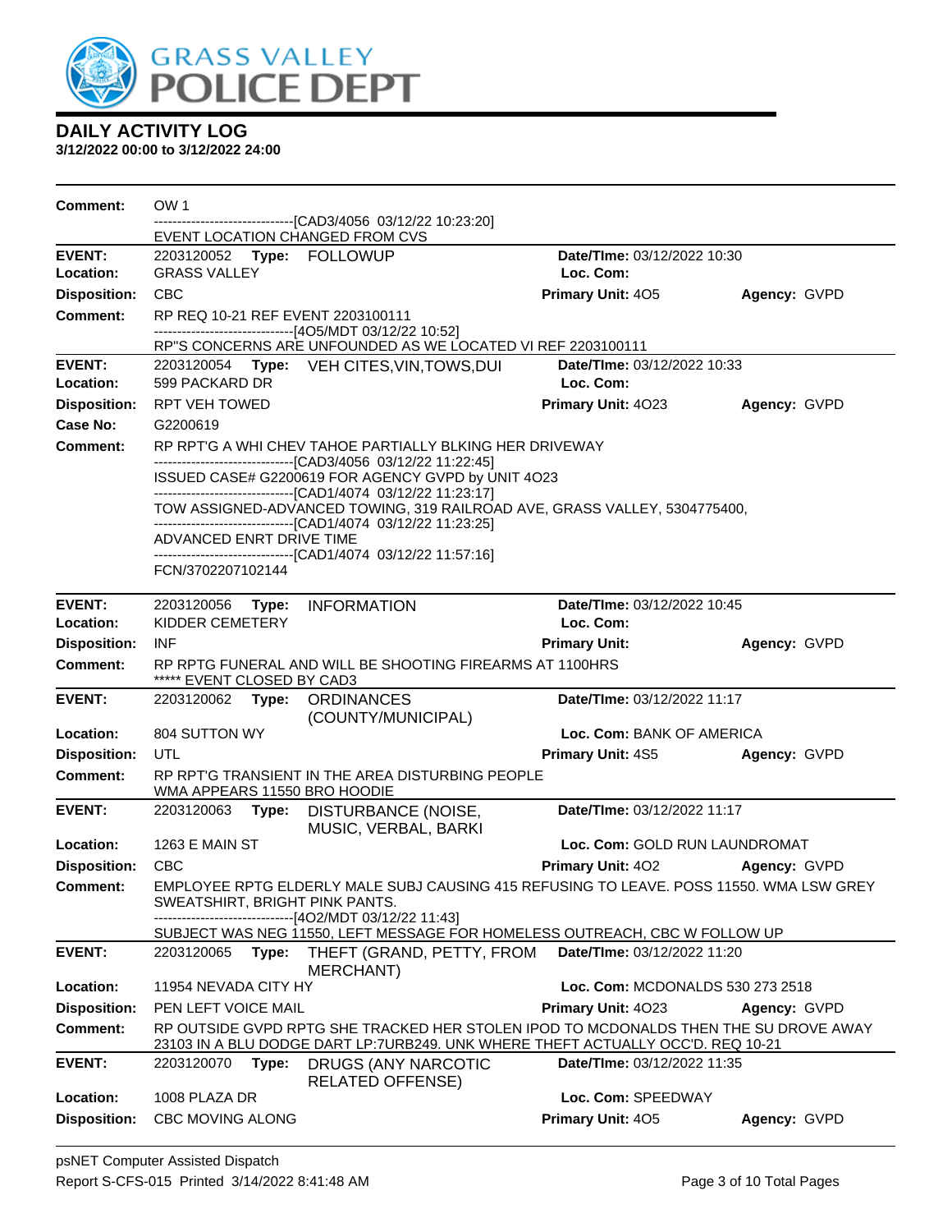GRASS VALLEY POLICE DEPT

# DAILY ACTIVITY LOG

**3/12/2022 00:00 to 3/12/2022 24:00**

**Comment:** OW 1
------------------------------[CAD3/4056 03/12/22 10:23:20]
EVENT LOCATION CHANGED FROM CVS

---

**EVENT:** 2203120052 **Type:** FOLLOWUP **Date/TIme:** 03/12/2022 10:30
**Location:** GRASS VALLEY **Loc. Com:**
**Disposition:** CBC **Primary Unit:** 4O5 **Agency:** GVPD
**Comment:** RP REQ 10-21 REF EVENT 2203100111
------------------------------[4O5/MDT 03/12/22 10:52]
RP"S CONCERNS ARE UNFOUNDED AS WE LOCATED VI REF 2203100111

---

**EVENT:** 2203120054 **Type:** VEH CITES,VIN,TOWS,DUI **Date/TIme:** 03/12/2022 10:33
**Location:** 599 PACKARD DR **Loc. Com:**
**Disposition:** RPT VEH TOWED **Primary Unit:** 4O23 **Agency:** GVPD
**Case No:** G2200619
**Comment:** RP RPT'G A WHI CHEV TAHOE PARTIALLY BLKING HER DRIVEWAY
------------------------------[CAD3/4056 03/12/22 11:22:45]
ISSUED CASE# G2200619 FOR AGENCY GVPD by UNIT 4O23
------------------------------[CAD1/4074 03/12/22 11:23:17]
TOW ASSIGNED-ADVANCED TOWING, 319 RAILROAD AVE, GRASS VALLEY, 5304775400,
------------------------------[CAD1/4074 03/12/22 11:23:25]
ADVANCED ENRT DRIVE TIME
------------------------------[CAD1/4074 03/12/22 11:57:16]
FCN/3702207102144

---

**EVENT:** 2203120056 **Type:** INFORMATION **Date/TIme:** 03/12/2022 10:45
**Location:** KIDDER CEMETERY **Loc. Com:**
**Disposition:** INF **Primary Unit:** **Agency:** GVPD
**Comment:** RP RPTG FUNERAL AND WILL BE SHOOTING FIREARMS AT 1100HRS
***** EVENT CLOSED BY CAD3

---

**EVENT:** 2203120062 **Type:** ORDINANCES (COUNTY/MUNICIPAL) **Date/TIme:** 03/12/2022 11:17
**Location:** 804 SUTTON WY **Loc. Com:** BANK OF AMERICA
**Disposition:** UTL **Primary Unit:** 4S5 **Agency:** GVPD
**Comment:** RP RPT'G TRANSIENT IN THE AREA DISTURBING PEOPLE
WMA APPEARS 11550 BRO HOODIE

---

**EVENT:** 2203120063 **Type:** DISTURBANCE (NOISE, MUSIC, VERBAL, BARKI **Date/TIme:** 03/12/2022 11:17
**Location:** 1263 E MAIN ST **Loc. Com:** GOLD RUN LAUNDROMAT
**Disposition:** CBC **Primary Unit:** 4O2 **Agency:** GVPD
**Comment:** EMPLOYEE RPTG ELDERLY MALE SUBJ CAUSING 415 REFUSING TO LEAVE. POSS 11550. WMA LSW GREY SWEATSHIRT, BRIGHT PINK PANTS.
------------------------------[4O2/MDT 03/12/22 11:43]
SUBJECT WAS NEG 11550, LEFT MESSAGE FOR HOMELESS OUTREACH, CBC W FOLLOW UP

---

**EVENT:** 2203120065 **Type:** THEFT (GRAND, PETTY, FROM MERCHANT) **Date/TIme:** 03/12/2022 11:20
**Location:** 11954 NEVADA CITY HY **Loc. Com:** MCDONALDS 530 273 2518
**Disposition:** PEN LEFT VOICE MAIL **Primary Unit:** 4O23 **Agency:** GVPD
**Comment:** RP OUTSIDE GVPD RPTG SHE TRACKED HER STOLEN IPOD TO MCDONALDS THEN THE SU DROVE AWAY 23103 IN A BLU DODGE DART LP:7URB249. UNK WHERE THEFT ACTUALLY OCC'D. REQ 10-21

---

**EVENT:** 2203120070 **Type:** DRUGS (ANY NARCOTIC RELATED OFFENSE) **Date/TIme:** 03/12/2022 11:35
**Location:** 1008 PLAZA DR **Loc. Com:** SPEEDWAY
**Disposition:** CBC MOVING ALONG **Primary Unit:** 4O5 **Agency:** GVPD

psNET Computer Assisted Dispatch
Report S-CFS-015 Printed 3/14/2022 8:41:48 AM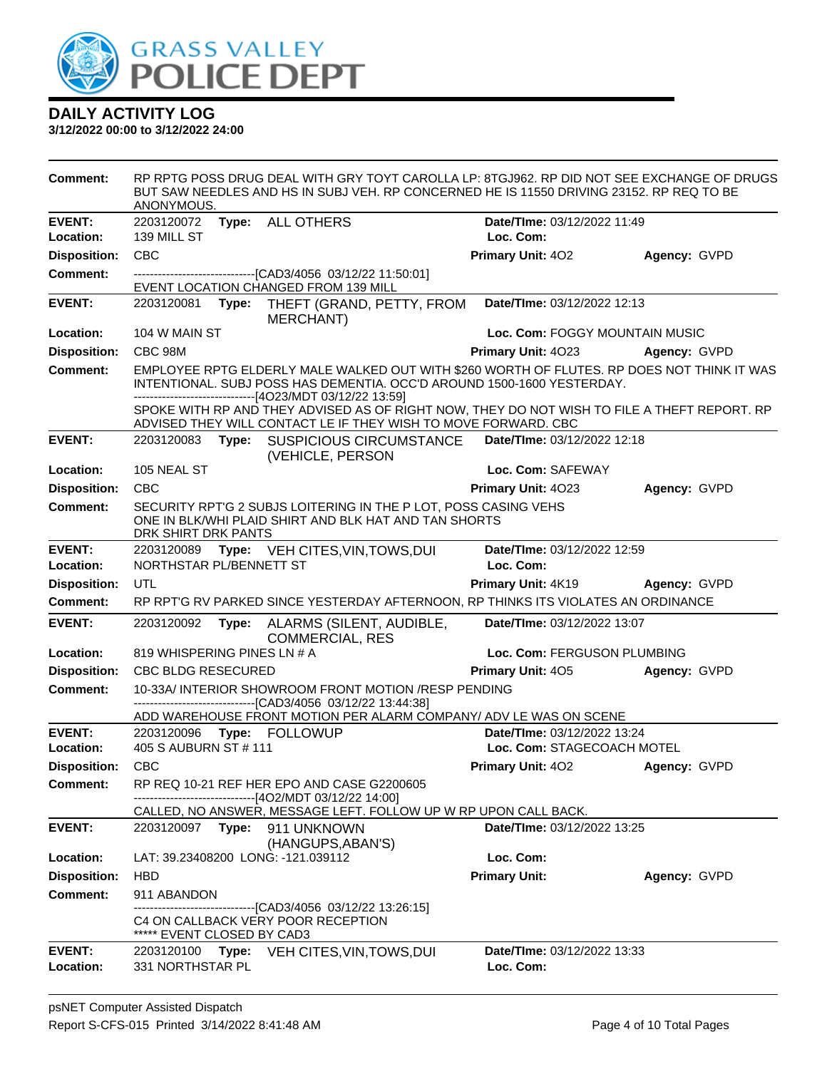# DAILY ACTIVITY LOG

**3/12/2022 00:00 to 3/12/2022 24:00**

**Comment:** RP RPTG POSS DRUG DEAL WITH GRY TOYT CAROLLA LP: 8TGJ962. RP DID NOT SEE EXCHANGE OF DRUGS BUT SAW NEEDLES AND HS IN SUBJ VEH. RP CONCERNED HE IS 11550 DRIVING 23152. RP REQ TO BE ANONYMOUS.

---

**EVENT:** 2203120072 **Type:** ALL OTHERS **Date/TIme:** 03/12/2022 11:49
**Location:** 139 MILL ST **Loc. Com:**
**Disposition:** CBC **Primary Unit:** 4O2 **Agency:** GVPD
**Comment:** -------------------------------[CAD3/4056 03/12/22 11:50:01]
EVENT LOCATION CHANGED FROM 139 MILL

---

**EVENT:** 2203120081 **Type:** THEFT (GRAND, PETTY, FROM MERCHANT) **Date/TIme:** 03/12/2022 12:13
**Location:** 104 W MAIN ST **Loc. Com:** FOGGY MOUNTAIN MUSIC
**Disposition:** CBC 98M **Primary Unit:** 4O23 **Agency:** GVPD
**Comment:** EMPLOYEE RPTG ELDERLY MALE WALKED OUT WITH $260 WORTH OF FLUTES. RP DOES NOT THINK IT WAS INTENTIONAL. SUBJ POSS HAS DEMENTIA. OCC'D AROUND 1500-1600 YESTERDAY.
-------------------------------[4O23/MDT 03/12/22 13:59]
SPOKE WITH RP AND THEY ADVISED AS OF RIGHT NOW, THEY DO NOT WISH TO FILE A THEFT REPORT. RP ADVISED THEY WILL CONTACT LE IF THEY WISH TO MOVE FORWARD. CBC

---

**EVENT:** 2203120083 **Type:** SUSPICIOUS CIRCUMSTANCE (VEHICLE, PERSON **Date/TIme:** 03/12/2022 12:18
**Location:** 105 NEAL ST **Loc. Com:** SAFEWAY
**Disposition:** CBC **Primary Unit:** 4O23 **Agency:** GVPD
**Comment:** SECURITY RPT'G 2 SUBJS LOITERING IN THE P LOT, POSS CASING VEHS
ONE IN BLK/WHI PLAID SHIRT AND BLK HAT AND TAN SHORTS
DRK SHIRT DRK PANTS

---

**EVENT:** 2203120089 **Type:** VEH CITES,VIN,TOWS,DUI **Date/TIme:** 03/12/2022 12:59
**Location:** NORTHSTAR PL/BENNETT ST **Loc. Com:**
**Disposition:** UTL **Primary Unit:** 4K19 **Agency:** GVPD
**Comment:** RP RPT'G RV PARKED SINCE YESTERDAY AFTERNOON, RP THINKS ITS VIOLATES AN ORDINANCE

---

**EVENT:** 2203120092 **Type:** ALARMS (SILENT, AUDIBLE, COMMERCIAL, RES **Date/TIme:** 03/12/2022 13:07
**Location:** 819 WHISPERING PINES LN # A **Loc. Com:** FERGUSON PLUMBING
**Disposition:** CBC BLDG RESECURED **Primary Unit:** 4O5 **Agency:** GVPD
**Comment:** 10-33A/ INTERIOR SHOWROOM FRONT MOTION /RESP PENDING
-------------------------------[CAD3/4056 03/12/22 13:44:38]
ADD WAREHOUSE FRONT MOTION PER ALARM COMPANY/ ADV LE WAS ON SCENE

---

**EVENT:** 2203120096 **Type:** FOLLOWUP **Date/TIme:** 03/12/2022 13:24
**Location:** 405 S AUBURN ST # 111 **Loc. Com:** STAGECOACH MOTEL
**Disposition:** CBC **Primary Unit:** 4O2 **Agency:** GVPD
**Comment:** RP REQ 10-21 REF HER EPO AND CASE G2200605
-------------------------------[4O2/MDT 03/12/22 14:00]
CALLED, NO ANSWER, MESSAGE LEFT. FOLLOW UP W RP UPON CALL BACK.

---

**EVENT:** 2203120097 **Type:** 911 UNKNOWN (HANGUPS,ABAN'S) **Date/TIme:** 03/12/2022 13:25
**Location:** LAT: 39.23408200 LONG: -121.039112 **Loc. Com:**
**Disposition:** HBD **Primary Unit:** **Agency:** GVPD
**Comment:** 911 ABANDON
-------------------------------[CAD3/4056 03/12/22 13:26:15]
C4 ON CALLBACK VERY POOR RECEPTION
***** EVENT CLOSED BY CAD3

---

**EVENT:** 2203120100 **Type:** VEH CITES,VIN,TOWS,DUI **Date/TIme:** 03/12/2022 13:33
**Location:** 331 NORTHSTAR PL **Loc. Com:**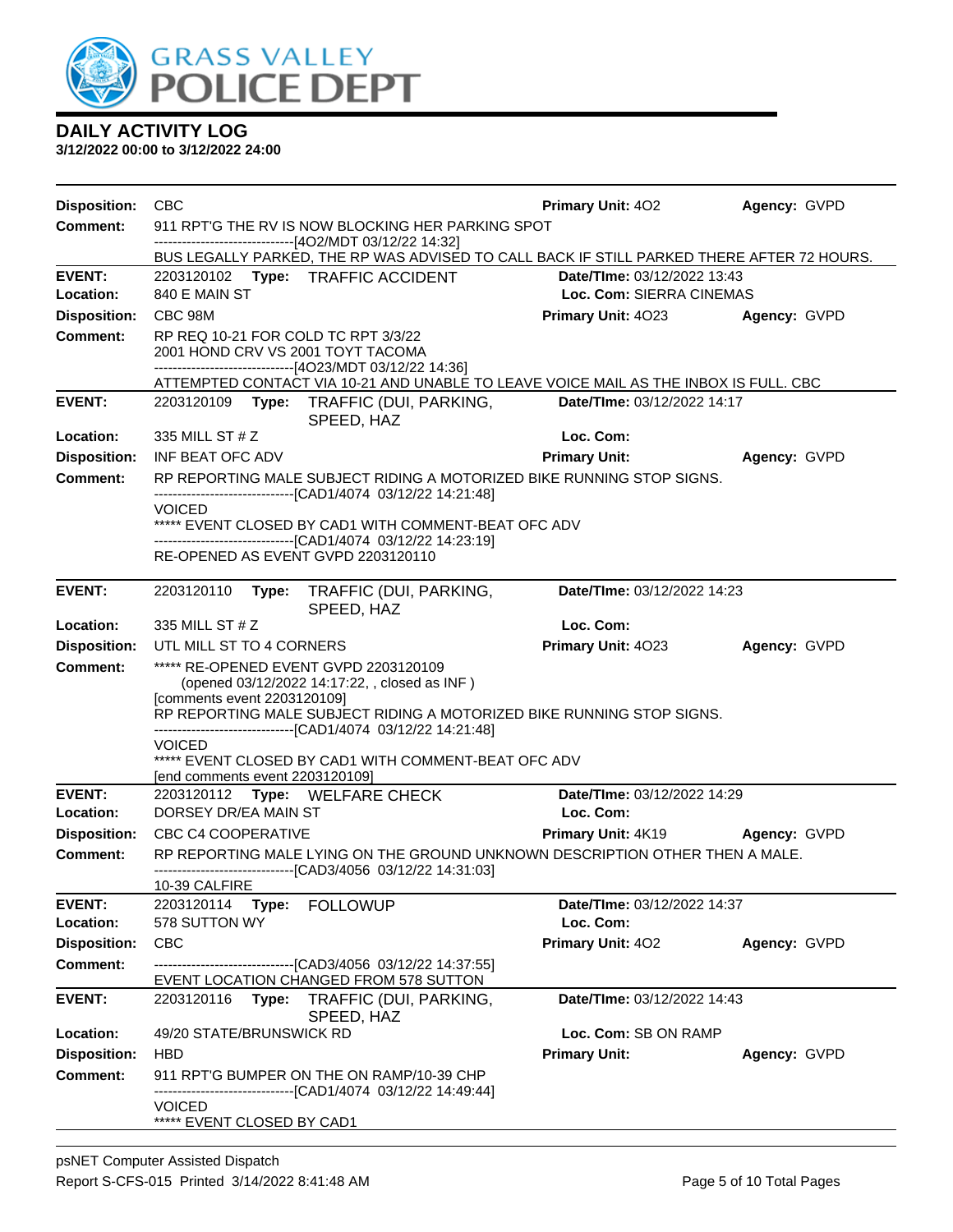# DAILY ACTIVITY LOG

**3/12/2022 00:00 to 3/12/2022 24:00**

**Disposition:** CBC  **Primary Unit:** 4O2  **Agency:** GVPD
**Comment:** 911 RPT'G THE RV IS NOW BLOCKING HER PARKING SPOT
------------------------------[4O2/MDT 03/12/22 14:32]
BUS LEGALLY PARKED, THE RP WAS ADVISED TO CALL BACK IF STILL PARKED THERE AFTER 72 HOURS.

---

**EVENT:** 2203120102 **Type:** TRAFFIC ACCIDENT  **Date/TIme:** 03/12/2022 13:43
**Location:** 840 E MAIN ST  **Loc. Com:** SIERRA CINEMAS
**Disposition:** CBC 98M  **Primary Unit:** 4O23  **Agency:** GVPD
**Comment:** RP REQ 10-21 FOR COLD TC RPT 3/3/22
2001 HOND CRV VS 2001 TOYT TACOMA
------------------------------[4O23/MDT 03/12/22 14:36]
ATTEMPTED CONTACT VIA 10-21 AND UNABLE TO LEAVE VOICE MAIL AS THE INBOX IS FULL. CBC

---

**EVENT:** 2203120109 **Type:** TRAFFIC (DUI, PARKING, SPEED, HAZ  **Date/TIme:** 03/12/2022 14:17
**Location:** 335 MILL ST # Z  **Loc. Com:**
**Disposition:** INF BEAT OFC ADV  **Primary Unit:**  **Agency:** GVPD
**Comment:** RP REPORTING MALE SUBJECT RIDING A MOTORIZED BIKE RUNNING STOP SIGNS.
------------------------------[CAD1/4074 03/12/22 14:21:48]
VOICED
***** EVENT CLOSED BY CAD1 WITH COMMENT-BEAT OFC ADV
------------------------------[CAD1/4074 03/12/22 14:23:19]
RE-OPENED AS EVENT GVPD 2203120110

---

**EVENT:** 2203120110 **Type:** TRAFFIC (DUI, PARKING, SPEED, HAZ  **Date/TIme:** 03/12/2022 14:23
**Location:** 335 MILL ST # Z  **Loc. Com:**
**Disposition:** UTL MILL ST TO 4 CORNERS  **Primary Unit:** 4O23  **Agency:** GVPD
**Comment:** ***** RE-OPENED EVENT GVPD 2203120109
(opened 03/12/2022 14:17:22, , closed as INF )
[comments event 2203120109]
RP REPORTING MALE SUBJECT RIDING A MOTORIZED BIKE RUNNING STOP SIGNS.
------------------------------[CAD1/4074 03/12/22 14:21:48]
VOICED
***** EVENT CLOSED BY CAD1 WITH COMMENT-BEAT OFC ADV
[end comments event 2203120109]

---

**EVENT:** 2203120112 **Type:** WELFARE CHECK  **Date/TIme:** 03/12/2022 14:29
**Location:** DORSEY DR/EA MAIN ST  **Loc. Com:**
**Disposition:** CBC C4 COOPERATIVE  **Primary Unit:** 4K19  **Agency:** GVPD
**Comment:** RP REPORTING MALE LYING ON THE GROUND UNKNOWN DESCRIPTION OTHER THEN A MALE.
------------------------------[CAD3/4056 03/12/22 14:31:03]
10-39 CALFIRE

---

**EVENT:** 2203120114 **Type:** FOLLOWUP  **Date/TIme:** 03/12/2022 14:37
**Location:** 578 SUTTON WY  **Loc. Com:**
**Disposition:** CBC  **Primary Unit:** 4O2  **Agency:** GVPD
**Comment:** ------------------------------[CAD3/4056 03/12/22 14:37:55]
EVENT LOCATION CHANGED FROM 578 SUTTON

---

**EVENT:** 2203120116 **Type:** TRAFFIC (DUI, PARKING, SPEED, HAZ  **Date/TIme:** 03/12/2022 14:43
**Location:** 49/20 STATE/BRUNSWICK RD  **Loc. Com:** SB ON RAMP
**Disposition:** HBD  **Primary Unit:**  **Agency:** GVPD
**Comment:** 911 RPT'G BUMPER ON THE ON RAMP/10-39 CHP
------------------------------[CAD1/4074 03/12/22 14:49:44]
VOICED
***** EVENT CLOSED BY CAD1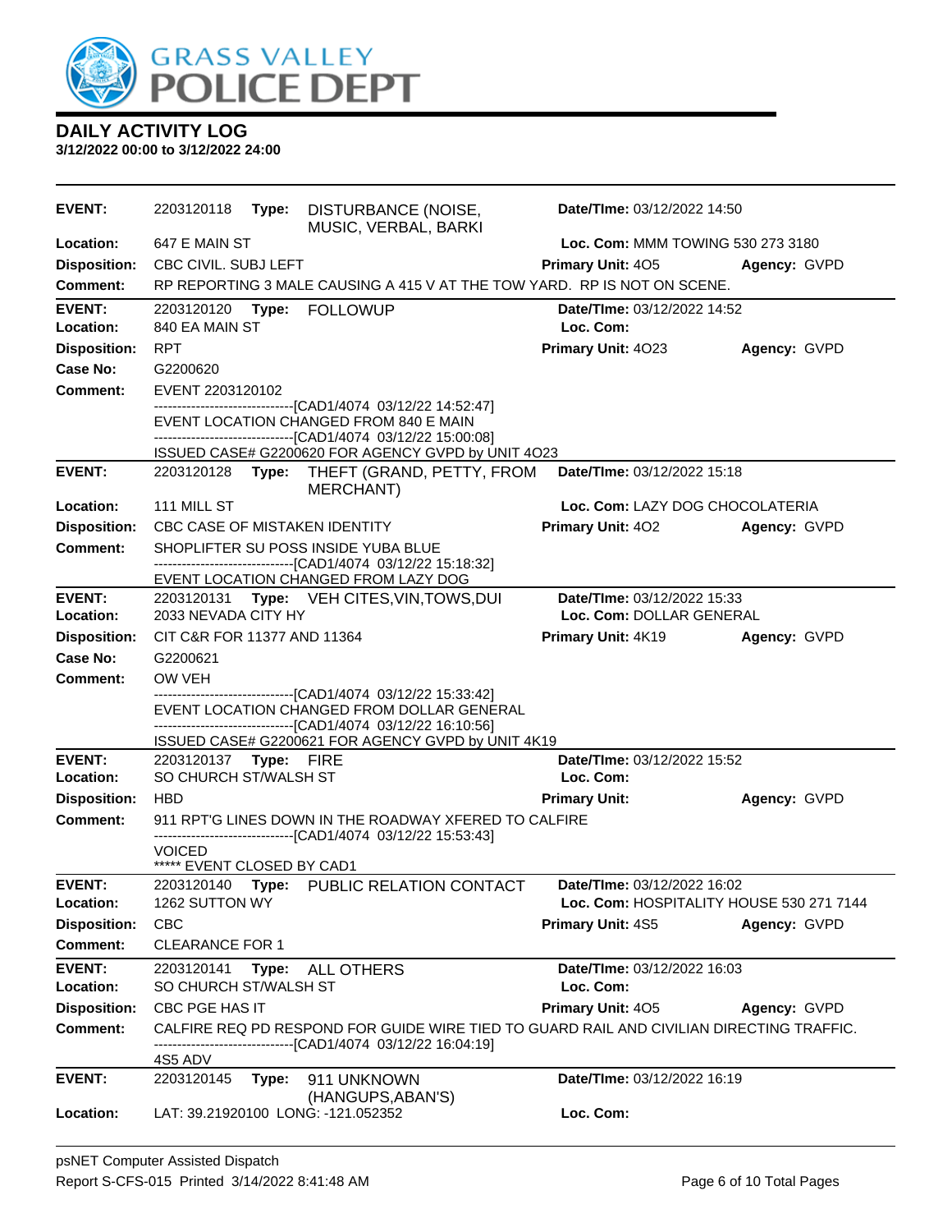# DAILY ACTIVITY LOG

**3/12/2022 00:00 to 3/12/2022 24:00**

---

**EVENT:** 2203120118 **Type:** DISTURBANCE (NOISE, MUSIC, VERBAL, BARKI **Date/TIme:** 03/12/2022 14:50
**Location:** 647 E MAIN ST **Loc. Com:** MMM TOWING 530 273 3180
**Disposition:** CBC CIVIL. SUBJ LEFT **Primary Unit:** 4O5 **Agency:** GVPD
**Comment:** RP REPORTING 3 MALE CAUSING A 415 V AT THE TOW YARD. RP IS NOT ON SCENE.

---

**EVENT:** 2203120120 **Type:** FOLLOWUP **Date/TIme:** 03/12/2022 14:52
**Location:** 840 EA MAIN ST **Loc. Com:**
**Disposition:** RPT **Primary Unit:** 4O23 **Agency:** GVPD
**Case No:** G2200620
**Comment:** EVENT 2203120102

------------------------------[CAD1/4074 03/12/22 14:52:47]
EVENT LOCATION CHANGED FROM 840 E MAIN
------------------------------[CAD1/4074 03/12/22 15:00:08]
ISSUED CASE# G2200620 FOR AGENCY GVPD by UNIT 4O23

---

**EVENT:** 2203120128 **Type:** THEFT (GRAND, PETTY, FROM MERCHANT) **Date/TIme:** 03/12/2022 15:18
**Location:** 111 MILL ST **Loc. Com:** LAZY DOG CHOCOLATERIA
**Disposition:** CBC CASE OF MISTAKEN IDENTITY **Primary Unit:** 4O2 **Agency:** GVPD
**Comment:** SHOPLIFTER SU POSS INSIDE YUBA BLUE

------------------------------[CAD1/4074 03/12/22 15:18:32]
EVENT LOCATION CHANGED FROM LAZY DOG

---

**EVENT:** 2203120131 **Type:** VEH CITES,VIN,TOWS,DUI **Date/TIme:** 03/12/2022 15:33
**Location:** 2033 NEVADA CITY HY **Loc. Com:** DOLLAR GENERAL
**Disposition:** CIT C&R FOR 11377 AND 11364 **Primary Unit:** 4K19 **Agency:** GVPD
**Case No:** G2200621
**Comment:** OW VEH

------------------------------[CAD1/4074 03/12/22 15:33:42]
EVENT LOCATION CHANGED FROM DOLLAR GENERAL
------------------------------[CAD1/4074 03/12/22 16:10:56]
ISSUED CASE# G2200621 FOR AGENCY GVPD by UNIT 4K19

---

**EVENT:** 2203120137 **Type:** FIRE **Date/TIme:** 03/12/2022 15:52
**Location:** SO CHURCH ST/WALSH ST **Loc. Com:**
**Disposition:** HBD **Primary Unit:** **Agency:** GVPD
**Comment:** 911 RPT'G LINES DOWN IN THE ROADWAY XFERED TO CALFIRE

------------------------------[CAD1/4074 03/12/22 15:53:43]
VOICED
***** EVENT CLOSED BY CAD1

---

**EVENT:** 2203120140 **Type:** PUBLIC RELATION CONTACT **Date/TIme:** 03/12/2022 16:02
**Location:** 1262 SUTTON WY **Loc. Com:** HOSPITALITY HOUSE 530 271 7144
**Disposition:** CBC **Primary Unit:** 4S5 **Agency:** GVPD
**Comment:** CLEARANCE FOR 1

---

**EVENT:** 2203120141 **Type:** ALL OTHERS **Date/TIme:** 03/12/2022 16:03
**Location:** SO CHURCH ST/WALSH ST **Loc. Com:**
**Disposition:** CBC PGE HAS IT **Primary Unit:** 4O5 **Agency:** GVPD
**Comment:** CALFIRE REQ PD RESPOND FOR GUIDE WIRE TIED TO GUARD RAIL AND CIVILIAN DIRECTING TRAFFIC.

------------------------------[CAD1/4074 03/12/22 16:04:19]
4S5 ADV

---

**EVENT:** 2203120145 **Type:** 911 UNKNOWN (HANGUPS,ABAN'S) **Date/TIme:** 03/12/2022 16:19
**Location:** LAT: 39.21920100 LONG: -121.052352 **Loc. Com:**

---

psNET Computer Assisted Dispatch
Report S-CFS-015 Printed 3/14/2022 8:41:48 AM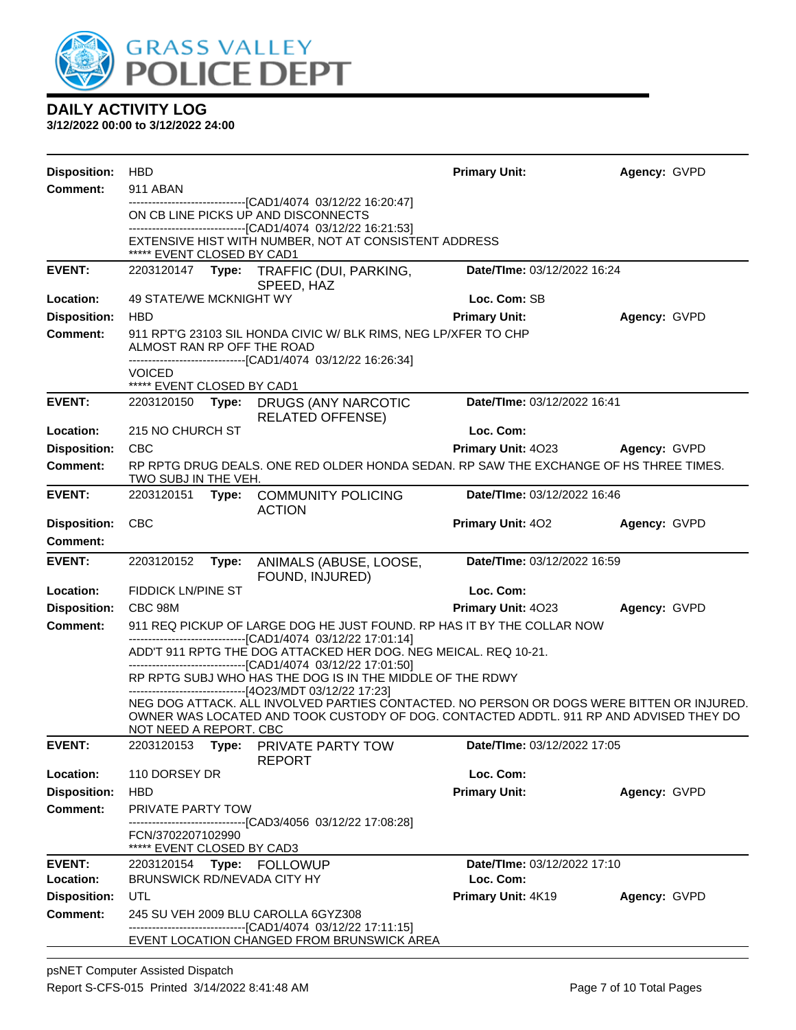## DAILY ACTIVITY LOG

**3/12/2022 00:00 to 3/12/2022 24:00**

**Disposition:** HBD **Primary Unit:** **Agency:** GVPD

**Comment:** 911 ABAN
------------------------------[CAD1/4074 03/12/22 16:20:47]
ON CB LINE PICKS UP AND DISCONNECTS
------------------------------[CAD1/4074 03/12/22 16:21:53]
EXTENSIVE HIST WITH NUMBER, NOT AT CONSISTENT ADDRESS
***** EVENT CLOSED BY CAD1

---

**EVENT:** 2203120147 **Type:** TRAFFIC (DUI, PARKING, SPEED, HAZ **Date/TIme:** 03/12/2022 16:24

**Location:** 49 STATE/WE MCKNIGHT WY **Loc. Com:** SB

**Disposition:** HBD **Primary Unit:** **Agency:** GVPD

**Comment:** 911 RPT'G 23103 SIL HONDA CIVIC W/ BLK RIMS, NEG LP/XFER TO CHP
ALMOST RAN RP OFF THE ROAD
------------------------------[CAD1/4074 03/12/22 16:26:34]
VOICED
***** EVENT CLOSED BY CAD1

---

**EVENT:** 2203120150 **Type:** DRUGS (ANY NARCOTIC RELATED OFFENSE) **Date/TIme:** 03/12/2022 16:41

**Location:** 215 NO CHURCH ST **Loc. Com:**

**Disposition:** CBC **Primary Unit:** 4O23 **Agency:** GVPD

**Comment:** RP RPTG DRUG DEALS. ONE RED OLDER HONDA SEDAN. RP SAW THE EXCHANGE OF HS THREE TIMES. TWO SUBJ IN THE VEH.

---

**EVENT:** 2203120151 **Type:** COMMUNITY POLICING ACTION **Date/TIme:** 03/12/2022 16:46

**Disposition:** CBC **Primary Unit:** 4O2 **Agency:** GVPD

**Comment:**

---

**EVENT:** 2203120152 **Type:** ANIMALS (ABUSE, LOOSE, FOUND, INJURED) **Date/TIme:** 03/12/2022 16:59

**Location:** FIDDICK LN/PINE ST **Loc. Com:**

**Disposition:** CBC 98M **Primary Unit:** 4O23 **Agency:** GVPD

**Comment:** 911 REQ PICKUP OF LARGE DOG HE JUST FOUND. RP HAS IT BY THE COLLAR NOW
------------------------------[CAD1/4074 03/12/22 17:01:14]
ADD'T 911 RPTG THE DOG ATTACKED HER DOG. NEG MEICAL. REQ 10-21.
------------------------------[CAD1/4074 03/12/22 17:01:50]
RP RPTG SUBJ WHO HAS THE DOG IS IN THE MIDDLE OF THE RDWY
------------------------------[4O23/MDT 03/12/22 17:23]
NEG DOG ATTACK. ALL INVOLVED PARTIES CONTACTED. NO PERSON OR DOGS WERE BITTEN OR INJURED. OWNER WAS LOCATED AND TOOK CUSTODY OF DOG. CONTACTED ADDTL. 911 RP AND ADVISED THEY DO NOT NEED A REPORT. CBC

---

**EVENT:** 2203120153 **Type:** PRIVATE PARTY TOW REPORT **Date/TIme:** 03/12/2022 17:05

**Location:** 110 DORSEY DR **Loc. Com:**

**Disposition:** HBD **Primary Unit:** **Agency:** GVPD

**Comment:** PRIVATE PARTY TOW
------------------------------[CAD3/4056 03/12/22 17:08:28]
FCN/3702207102990
***** EVENT CLOSED BY CAD3

---

**EVENT:** 2203120154 **Type:** FOLLOWUP **Date/TIme:** 03/12/2022 17:10

**Location:** BRUNSWICK RD/NEVADA CITY HY **Loc. Com:**

**Disposition:** UTL **Primary Unit:** 4K19 **Agency:** GVPD

**Comment:** 245 SU VEH 2009 BLU CAROLLA 6GYZ308
------------------------------[CAD1/4074 03/12/22 17:11:15]
EVENT LOCATION CHANGED FROM BRUNSWICK AREA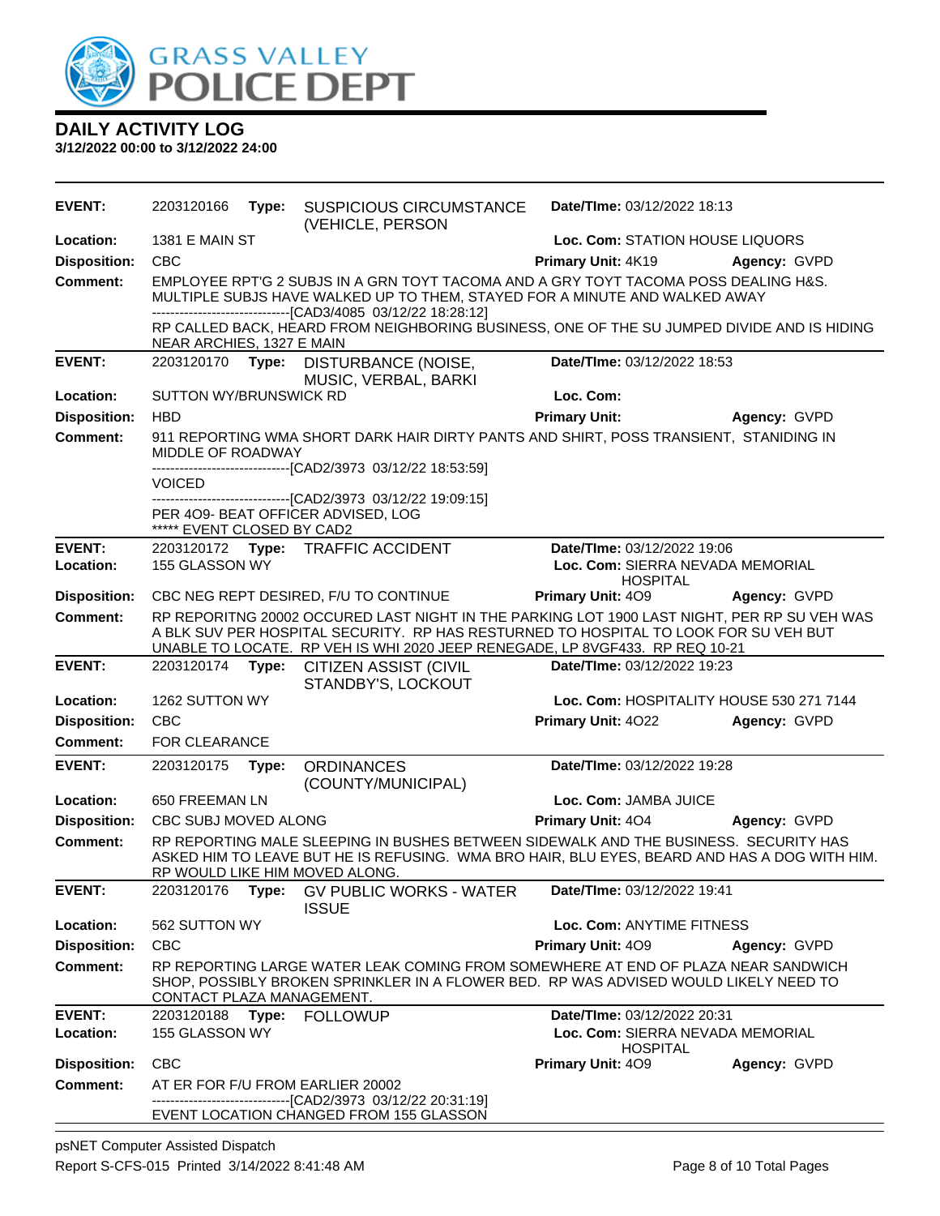**DAILY ACTIVITY LOG**
**3/12/2022 00:00 to 3/12/2022 24:00**

| | | | |
|---|---|---|---|
| **EVENT:** | 2203120166 **Type:** SUSPICIOUS CIRCUMSTANCE (VEHICLE, PERSON | **Date/TIme:** 03/12/2022 18:13 | |
| **Location:** | 1381 E MAIN ST | **Loc. Com:** STATION HOUSE LIQUORS | |
| **Disposition:** | CBC | **Primary Unit:** 4K19 | **Agency:** GVPD |
| **Comment:** | EMPLOYEE RPT'G 2 SUBJS IN A GRN TOYT TACOMA AND A GRY TOYT TACOMA POSS DEALING H&S. MULTIPLE SUBJS HAVE WALKED UP TO THEM, STAYED FOR A MINUTE AND WALKED AWAY<br>------------------------------[CAD3/4085 03/12/22 18:28:12]<br>RP CALLED BACK, HEARD FROM NEIGHBORING BUSINESS, ONE OF THE SU JUMPED DIVIDE AND IS HIDING NEAR ARCHIES, 1327 E MAIN | | |

| | | | |
|---|---|---|---|
| **EVENT:** | 2203120170 **Type:** DISTURBANCE (NOISE, MUSIC, VERBAL, BARKI | **Date/TIme:** 03/12/2022 18:53 | |
| **Location:** | SUTTON WY/BRUNSWICK RD | **Loc. Com:** | |
| **Disposition:** | HBD | **Primary Unit:** | **Agency:** GVPD |
| **Comment:** | 911 REPORTING WMA SHORT DARK HAIR DIRTY PANTS AND SHIRT, POSS TRANSIENT, STANIDING IN MIDDLE OF ROADWAY<br>------------------------------[CAD2/3973 03/12/22 18:53:59]<br>VOICED<br>------------------------------[CAD2/3973 03/12/22 19:09:15]<br>PER 4O9- BEAT OFFICER ADVISED, LOG<br>***** EVENT CLOSED BY CAD2 | | |

| | | | |
|---|---|---|---|
| **EVENT:** | 2203120172 **Type:** TRAFFIC ACCIDENT | **Date/TIme:** 03/12/2022 19:06 | |
| **Location:** | 155 GLASSON WY | **Loc. Com:** SIERRA NEVADA MEMORIAL HOSPITAL | |
| **Disposition:** | CBC NEG REPT DESIRED, F/U TO CONTINUE | **Primary Unit:** 4O9 | **Agency:** GVPD |
| **Comment:** | RP REPORITNG 20002 OCCURED LAST NIGHT IN THE PARKING LOT 1900 LAST NIGHT, PER RP SU VEH WAS A BLK SUV PER HOSPITAL SECURITY. RP HAS RESTURNED TO HOSPITAL TO LOOK FOR SU VEH BUT UNABLE TO LOCATE. RP VEH IS WHI 2020 JEEP RENEGADE, LP 8VGF433. RP REQ 10-21 | | |

| | | | |
|---|---|---|---|
| **EVENT:** | 2203120174 **Type:** CITIZEN ASSIST (CIVIL STANDBY'S, LOCKOUT | **Date/TIme:** 03/12/2022 19:23 | |
| **Location:** | 1262 SUTTON WY | **Loc. Com:** HOSPITALITY HOUSE 530 271 7144 | |
| **Disposition:** | CBC | **Primary Unit:** 4O22 | **Agency:** GVPD |
| **Comment:** | FOR CLEARANCE | | |

| | | | |
|---|---|---|---|
| **EVENT:** | 2203120175 **Type:** ORDINANCES (COUNTY/MUNICIPAL) | **Date/TIme:** 03/12/2022 19:28 | |
| **Location:** | 650 FREEMAN LN | **Loc. Com:** JAMBA JUICE | |
| **Disposition:** | CBC SUBJ MOVED ALONG | **Primary Unit:** 4O4 | **Agency:** GVPD |
| **Comment:** | RP REPORTING MALE SLEEPING IN BUSHES BETWEEN SIDEWALK AND THE BUSINESS. SECURITY HAS ASKED HIM TO LEAVE BUT HE IS REFUSING. WMA BRO HAIR, BLU EYES, BEARD AND HAS A DOG WITH HIM. RP WOULD LIKE HIM MOVED ALONG. | | |

| | | | |
|---|---|---|---|
| **EVENT:** | 2203120176 **Type:** GV PUBLIC WORKS - WATER ISSUE | **Date/TIme:** 03/12/2022 19:41 | |
| **Location:** | 562 SUTTON WY | **Loc. Com:** ANYTIME FITNESS | |
| **Disposition:** | CBC | **Primary Unit:** 4O9 | **Agency:** GVPD |
| **Comment:** | RP REPORTING LARGE WATER LEAK COMING FROM SOMEWHERE AT END OF PLAZA NEAR SANDWICH SHOP, POSSIBLY BROKEN SPRINKLER IN A FLOWER BED. RP WAS ADVISED WOULD LIKELY NEED TO CONTACT PLAZA MANAGEMENT. | | |

| | | | |
|---|---|---|---|
| **EVENT:** | 2203120188 **Type:** FOLLOWUP | **Date/TIme:** 03/12/2022 20:31 | |
| **Location:** | 155 GLASSON WY | **Loc. Com:** SIERRA NEVADA MEMORIAL HOSPITAL | |
| **Disposition:** | CBC | **Primary Unit:** 4O9 | **Agency:** GVPD |
| **Comment:** | AT ER FOR F/U FROM EARLIER 20002<br>------------------------------[CAD2/3973 03/12/22 20:31:19]<br>EVENT LOCATION CHANGED FROM 155 GLASSON | | |

psNET Computer Assisted Dispatch
Report S-CFS-015 Printed 3/14/2022 8:41:48 AM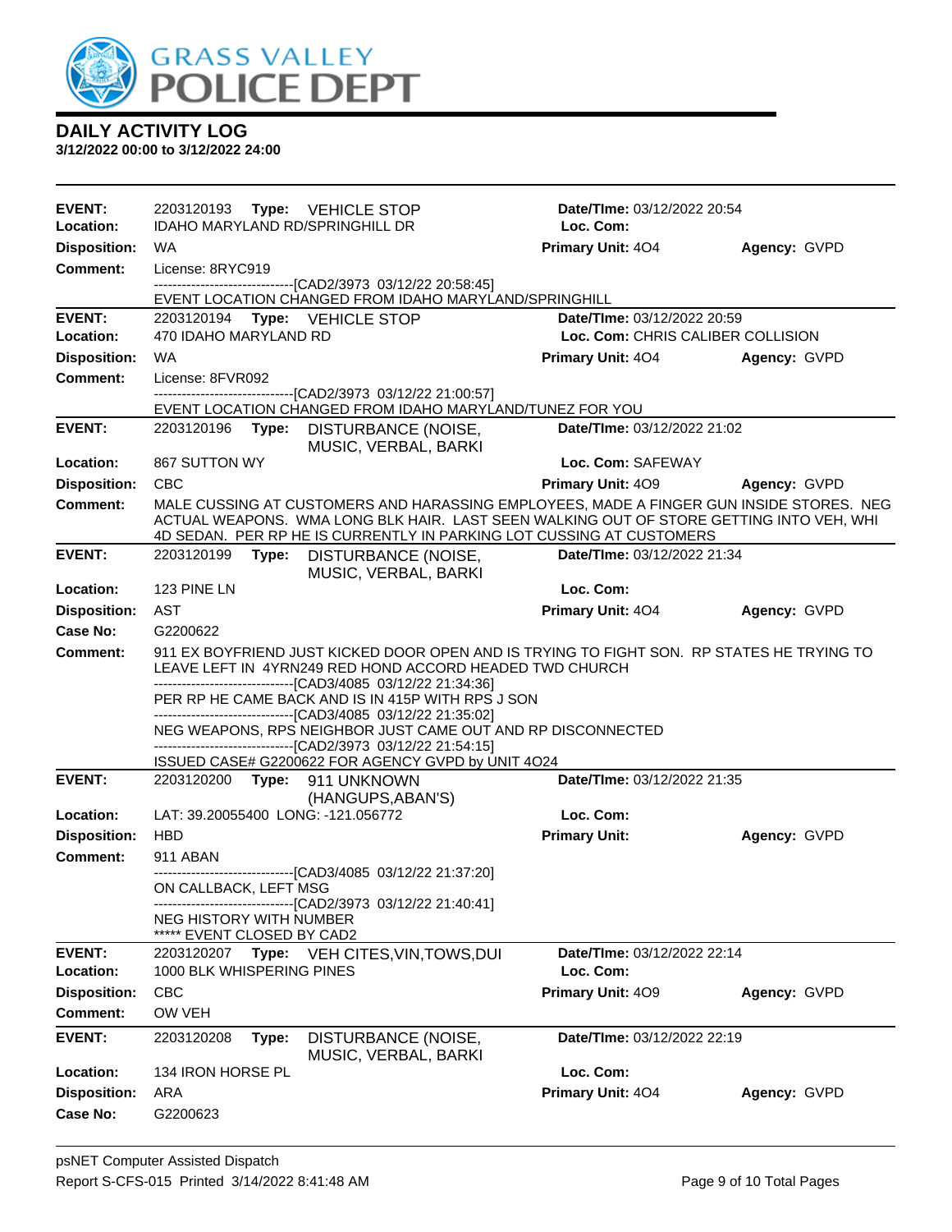# DAILY ACTIVITY LOG

**3/12/2022 00:00 to 3/12/2022 24:00**

---

**EVENT:** 2203120193 **Type:** VEHICLE STOP **Date/TIme:** 03/12/2022 20:54
**Location:** IDAHO MARYLAND RD/SPRINGHILL DR **Loc. Com:**
**Disposition:** WA **Primary Unit:** 4O4 **Agency:** GVPD
**Comment:** License: 8RYC919

------------------------------[CAD2/3973 03/12/22 20:58:45]
EVENT LOCATION CHANGED FROM IDAHO MARYLAND/SPRINGHILL

---

**EVENT:** 2203120194 **Type:** VEHICLE STOP **Date/TIme:** 03/12/2022 20:59
**Location:** 470 IDAHO MARYLAND RD **Loc. Com:** CHRIS CALIBER COLLISION
**Disposition:** WA **Primary Unit:** 4O4 **Agency:** GVPD
**Comment:** License: 8FVR092

------------------------------[CAD2/3973 03/12/22 21:00:57]
EVENT LOCATION CHANGED FROM IDAHO MARYLAND/TUNEZ FOR YOU

---

**EVENT:** 2203120196 **Type:** DISTURBANCE (NOISE, MUSIC, VERBAL, BARKI **Date/TIme:** 03/12/2022 21:02
**Location:** 867 SUTTON WY **Loc. Com:** SAFEWAY
**Disposition:** CBC **Primary Unit:** 4O9 **Agency:** GVPD
**Comment:** MALE CUSSING AT CUSTOMERS AND HARASSING EMPLOYEES, MADE A FINGER GUN INSIDE STORES. NEG ACTUAL WEAPONS. WMA LONG BLK HAIR. LAST SEEN WALKING OUT OF STORE GETTING INTO VEH, WHI 4D SEDAN. PER RP HE IS CURRENTLY IN PARKING LOT CUSSING AT CUSTOMERS

---

**EVENT:** 2203120199 **Type:** DISTURBANCE (NOISE, MUSIC, VERBAL, BARKI **Date/TIme:** 03/12/2022 21:34
**Location:** 123 PINE LN **Loc. Com:**
**Disposition:** AST **Primary Unit:** 4O4 **Agency:** GVPD
**Case No:** G2200622
**Comment:** 911 EX BOYFRIEND JUST KICKED DOOR OPEN AND IS TRYING TO FIGHT SON. RP STATES HE TRYING TO LEAVE LEFT IN 4YRN249 RED HOND ACCORD HEADED TWD CHURCH

------------------------------[CAD3/4085 03/12/22 21:34:36]
PER RP HE CAME BACK AND IS IN 415P WITH RPS J SON
------------------------------[CAD3/4085 03/12/22 21:35:02]
NEG WEAPONS, RPS NEIGHBOR JUST CAME OUT AND RP DISCONNECTED
------------------------------[CAD2/3973 03/12/22 21:54:15]
ISSUED CASE# G2200622 FOR AGENCY GVPD by UNIT 4O24

---

**EVENT:** 2203120200 **Type:** 911 UNKNOWN (HANGUPS,ABAN'S) **Date/TIme:** 03/12/2022 21:35
**Location:** LAT: 39.20055400 LONG: -121.056772 **Loc. Com:**
**Disposition:** HBD **Primary Unit:** **Agency:** GVPD
**Comment:** 911 ABAN

------------------------------[CAD3/4085 03/12/22 21:37:20]
ON CALLBACK, LEFT MSG
------------------------------[CAD2/3973 03/12/22 21:40:41]
NEG HISTORY WITH NUMBER
***** EVENT CLOSED BY CAD2

---

**EVENT:** 2203120207 **Type:** VEH CITES,VIN,TOWS,DUI **Date/TIme:** 03/12/2022 22:14
**Location:** 1000 BLK WHISPERING PINES **Loc. Com:**
**Disposition:** CBC **Primary Unit:** 4O9 **Agency:** GVPD
**Comment:** OW VEH

---

**EVENT:** 2203120208 **Type:** DISTURBANCE (NOISE, MUSIC, VERBAL, BARKI **Date/TIme:** 03/12/2022 22:19
**Location:** 134 IRON HORSE PL **Loc. Com:**
**Disposition:** ARA **Primary Unit:** 4O4 **Agency:** GVPD
**Case No:** G2200623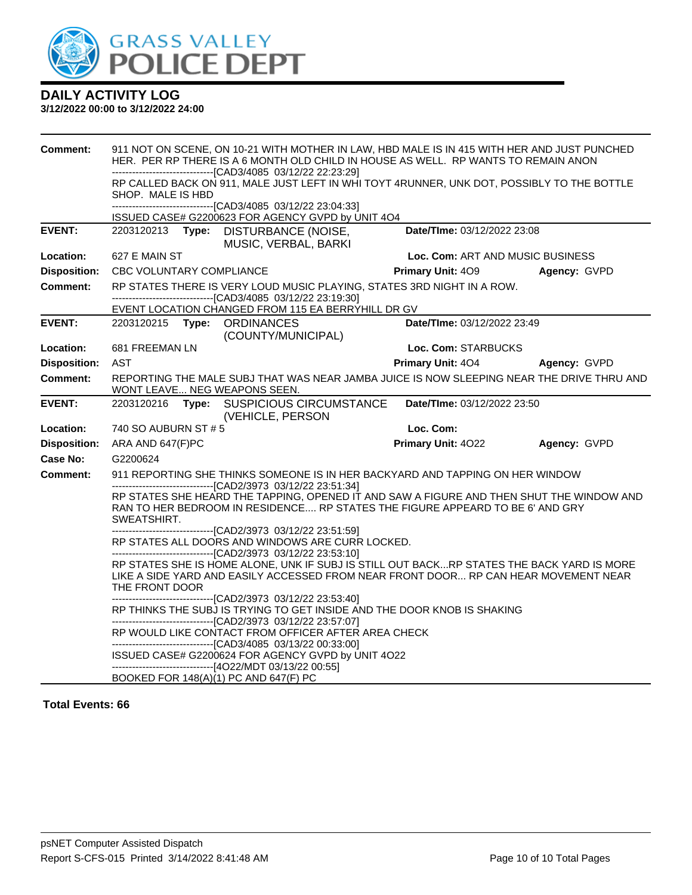# GRASS VALLEY POLICE DEPT

## DAILY ACTIVITY LOG

**3/12/2022 00:00 to 3/12/2022 24:00**

| | | | |
|---|---|---|---|
| **Comment:** | 911 NOT ON SCENE, ON 10-21 WITH MOTHER IN LAW, HBD MALE IS IN 415 WITH HER AND JUST PUNCHED HER. PER RP THERE IS A 6 MONTH OLD CHILD IN HOUSE AS WELL. RP WANTS TO REMAIN ANON<br>------------------------------[CAD3/4085 03/12/22 22:23:29]<br>RP CALLED BACK ON 911, MALE JUST LEFT IN WHI TOYT 4RUNNER, UNK DOT, POSSIBLY TO THE BOTTLE SHOP. MALE IS HBD<br>------------------------------[CAD3/4085 03/12/22 23:04:33]<br>ISSUED CASE# G2200623 FOR AGENCY GVPD by UNIT 4O4 | | |
| **EVENT:** | 2203120213 **Type:** DISTURBANCE (NOISE, MUSIC, VERBAL, BARKI | **Date/TIme:** 03/12/2022 23:08 | |
| **Location:** | 627 E MAIN ST | **Loc. Com:** ART AND MUSIC BUSINESS | |
| **Disposition:** | CBC VOLUNTARY COMPLIANCE | **Primary Unit:** 4O9 | **Agency:** GVPD |
| **Comment:** | RP STATES THERE IS VERY LOUD MUSIC PLAYING, STATES 3RD NIGHT IN A ROW.<br>------------------------------[CAD3/4085 03/12/22 23:19:30]<br>EVENT LOCATION CHANGED FROM 115 EA BERRYHILL DR GV | | |
| **EVENT:** | 2203120215 **Type:** ORDINANCES (COUNTY/MUNICIPAL) | **Date/TIme:** 03/12/2022 23:49 | |
| **Location:** | 681 FREEMAN LN | **Loc. Com:** STARBUCKS | |
| **Disposition:** | AST | **Primary Unit:** 4O4 | **Agency:** GVPD |
| **Comment:** | REPORTING THE MALE SUBJ THAT WAS NEAR JAMBA JUICE IS NOW SLEEPING NEAR THE DRIVE THRU AND WONT LEAVE... NEG WEAPONS SEEN. | | |
| **EVENT:** | 2203120216 **Type:** SUSPICIOUS CIRCUMSTANCE (VEHICLE, PERSON | **Date/TIme:** 03/12/2022 23:50 | |
| **Location:** | 740 SO AUBURN ST # 5 | **Loc. Com:** | |
| **Disposition:** | ARA AND 647(F)PC | **Primary Unit:** 4O22 | **Agency:** GVPD |
| **Case No:** | G2200624 | | |
| **Comment:** | 911 REPORTING SHE THINKS SOMEONE IS IN HER BACKYARD AND TAPPING ON HER WINDOW<br>------------------------------[CAD2/3973 03/12/22 23:51:34]<br>RP STATES SHE HEARD THE TAPPING, OPENED IT AND SAW A FIGURE AND THEN SHUT THE WINDOW AND RAN TO HER BEDROOM IN RESIDENCE.... RP STATES THE FIGURE APPEARD TO BE 6' AND GRY SWEATSHIRT.<br>------------------------------[CAD2/3973 03/12/22 23:51:59]<br>RP STATES ALL DOORS AND WINDOWS ARE CURR LOCKED.<br>------------------------------[CAD2/3973 03/12/22 23:53:10]<br>RP STATES SHE IS HOME ALONE, UNK IF SUBJ IS STILL OUT BACK...RP STATES THE BACK YARD IS MORE LIKE A SIDE YARD AND EASILY ACCESSED FROM NEAR FRONT DOOR... RP CAN HEAR MOVEMENT NEAR THE FRONT DOOR<br>------------------------------[CAD2/3973 03/12/22 23:53:40]<br>RP THINKS THE SUBJ IS TRYING TO GET INSIDE AND THE DOOR KNOB IS SHAKING<br>------------------------------[CAD2/3973 03/12/22 23:57:07]<br>RP WOULD LIKE CONTACT FROM OFFICER AFTER AREA CHECK<br>------------------------------[CAD3/4085 03/13/22 00:33:00]<br>ISSUED CASE# G2200624 FOR AGENCY GVPD by UNIT 4O22<br>------------------------------[4O22/MDT 03/13/22 00:55]<br>BOOKED FOR 148(A)(1) PC AND 647(F) PC | | |

**Total Events: 66**

psNET Computer Assisted Dispatch
Report S-CFS-015 Printed 3/14/2022 8:41:48 AM